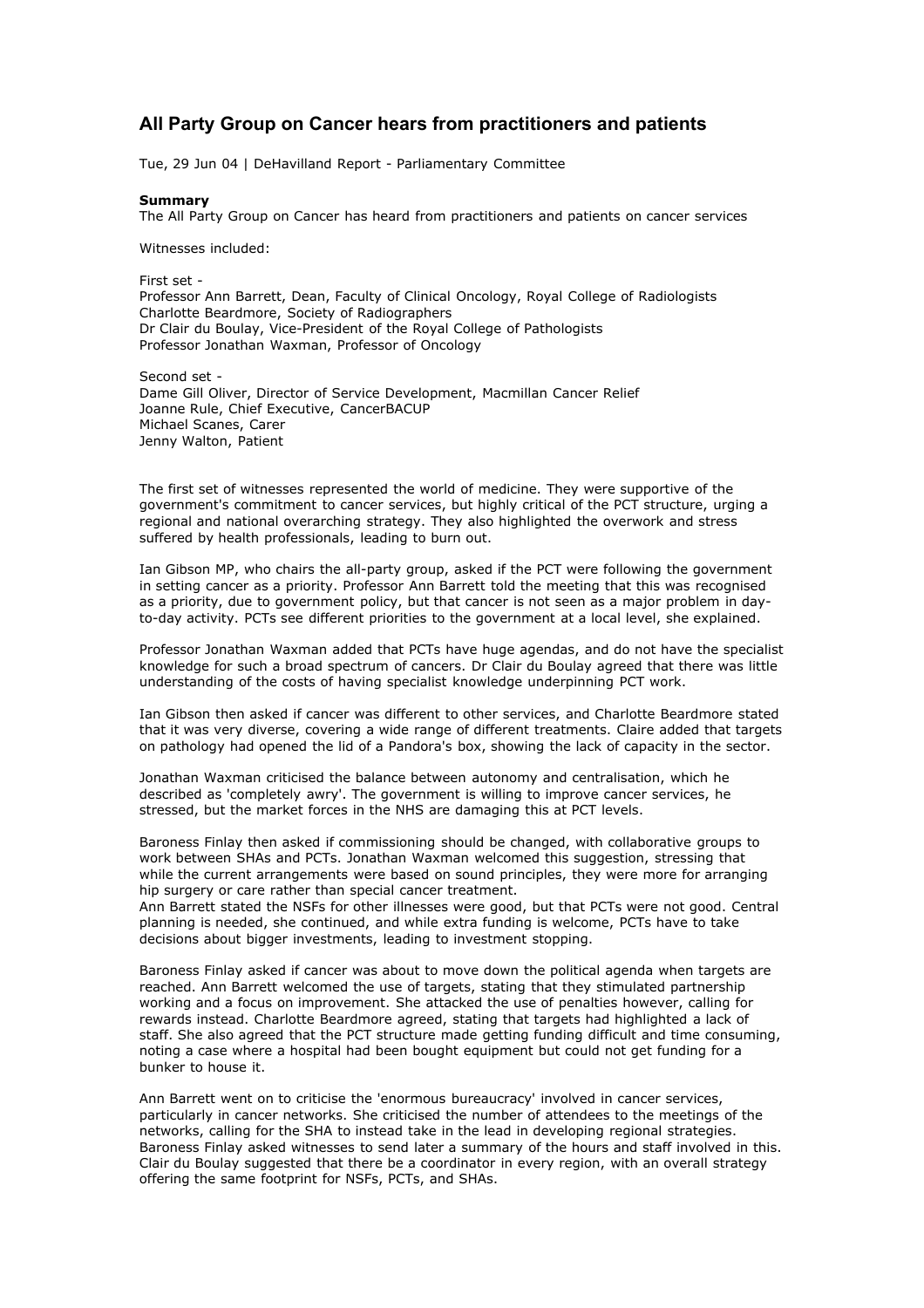## All Party Group on Cancer hears from practitioners and patients

Tue, 29 Jun 04 | DeHavilland Report - Parliamentary Committee

**Summary**
The All Party Group on Cancer has heard from practitioners and patients on cancer services

Witnesses included:

First set -
Professor Ann Barrett, Dean, Faculty of Clinical Oncology, Royal College of Radiologists
Charlotte Beardmore, Society of Radiographers
Dr Clair du Boulay, Vice-President of the Royal College of Pathologists
Professor Jonathan Waxman, Professor of Oncology

Second set -
Dame Gill Oliver, Director of Service Development, Macmillan Cancer Relief
Joanne Rule, Chief Executive, CancerBACUP
Michael Scanes, Carer
Jenny Walton, Patient

The first set of witnesses represented the world of medicine. They were supportive of the government's commitment to cancer services, but highly critical of the PCT structure, urging a regional and national overarching strategy. They also highlighted the overwork and stress suffered by health professionals, leading to burn out.

Ian Gibson MP, who chairs the all-party group, asked if the PCT were following the government in setting cancer as a priority. Professor Ann Barrett told the meeting that this was recognised as a priority, due to government policy, but that cancer is not seen as a major problem in day-to-day activity. PCTs see different priorities to the government at a local level, she explained.

Professor Jonathan Waxman added that PCTs have huge agendas, and do not have the specialist knowledge for such a broad spectrum of cancers. Dr Clair du Boulay agreed that there was little understanding of the costs of having specialist knowledge underpinning PCT work.

Ian Gibson then asked if cancer was different to other services, and Charlotte Beardmore stated that it was very diverse, covering a wide range of different treatments. Claire added that targets on pathology had opened the lid of a Pandora's box, showing the lack of capacity in the sector.

Jonathan Waxman criticised the balance between autonomy and centralisation, which he described as 'completely awry'. The government is willing to improve cancer services, he stressed, but the market forces in the NHS are damaging this at PCT levels.

Baroness Finlay then asked if commissioning should be changed, with collaborative groups to work between SHAs and PCTs. Jonathan Waxman welcomed this suggestion, stressing that while the current arrangements were based on sound principles, they were more for arranging hip surgery or care rather than special cancer treatment.
Ann Barrett stated the NSFs for other illnesses were good, but that PCTs were not good. Central planning is needed, she continued, and while extra funding is welcome, PCTs have to take decisions about bigger investments, leading to investment stopping.

Baroness Finlay asked if cancer was about to move down the political agenda when targets are reached. Ann Barrett welcomed the use of targets, stating that they stimulated partnership working and a focus on improvement. She attacked the use of penalties however, calling for rewards instead. Charlotte Beardmore agreed, stating that targets had highlighted a lack of staff. She also agreed that the PCT structure made getting funding difficult and time consuming, noting a case where a hospital had been bought equipment but could not get funding for a bunker to house it.

Ann Barrett went on to criticise the 'enormous bureaucracy' involved in cancer services, particularly in cancer networks. She criticised the number of attendees to the meetings of the networks, calling for the SHA to instead take in the lead in developing regional strategies. Baroness Finlay asked witnesses to send later a summary of the hours and staff involved in this. Clair du Boulay suggested that there be a coordinator in every region, with an overall strategy offering the same footprint for NSFs, PCTs, and SHAs.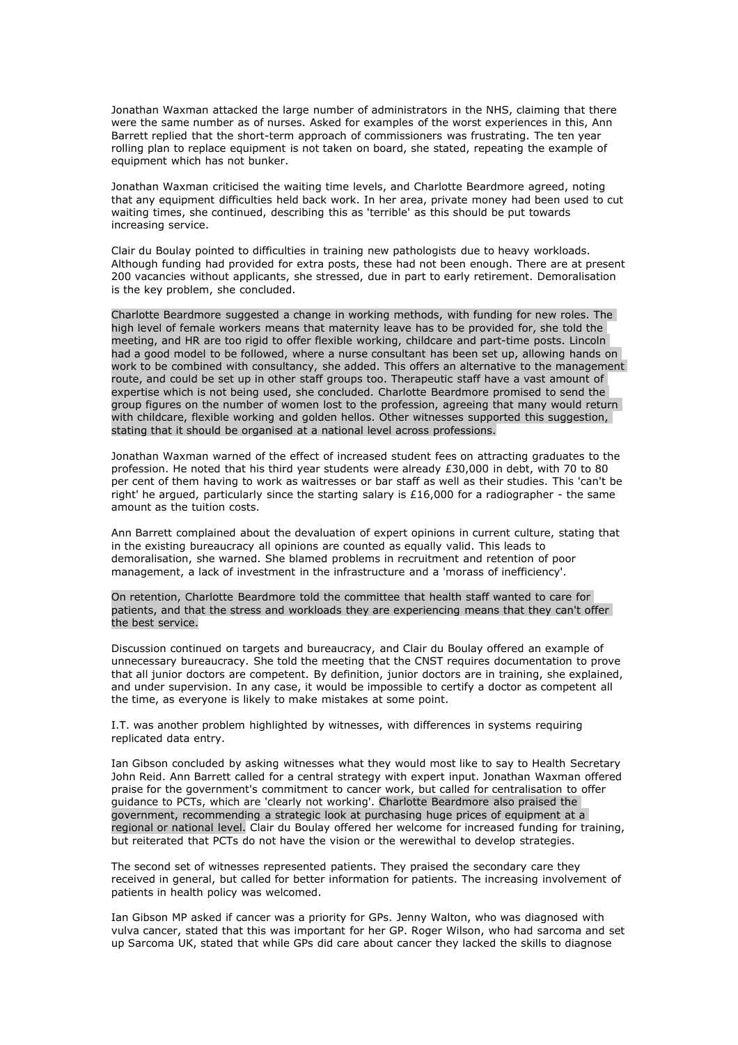Jonathan Waxman attacked the large number of administrators in the NHS, claiming that there were the same number as of nurses. Asked for examples of the worst experiences in this, Ann Barrett replied that the short-term approach of commissioners was frustrating. The ten year rolling plan to replace equipment is not taken on board, she stated, repeating the example of equipment which has not bunker.

Jonathan Waxman criticised the waiting time levels, and Charlotte Beardmore agreed, noting that any equipment difficulties held back work. In her area, private money had been used to cut waiting times, she continued, describing this as 'terrible' as this should be put towards increasing service.

Clair du Boulay pointed to difficulties in training new pathologists due to heavy workloads. Although funding had provided for extra posts, these had not been enough. There are at present 200 vacancies without applicants, she stressed, due in part to early retirement. Demoralisation is the key problem, she concluded.

Charlotte Beardmore suggested a change in working methods, with funding for new roles. The high level of female workers means that maternity leave has to be provided for, she told the meeting, and HR are too rigid to offer flexible working, childcare and part-time posts. Lincoln had a good model to be followed, where a nurse consultant has been set up, allowing hands on work to be combined with consultancy, she added. This offers an alternative to the management route, and could be set up in other staff groups too. Therapeutic staff have a vast amount of expertise which is not being used, she concluded. Charlotte Beardmore promised to send the group figures on the number of women lost to the profession, agreeing that many would return with childcare, flexible working and golden hellos. Other witnesses supported this suggestion, stating that it should be organised at a national level across professions.

Jonathan Waxman warned of the effect of increased student fees on attracting graduates to the profession. He noted that his third year students were already £30,000 in debt, with 70 to 80 per cent of them having to work as waitresses or bar staff as well as their studies. This 'can't be right' he argued, particularly since the starting salary is £16,000 for a radiographer - the same amount as the tuition costs.

Ann Barrett complained about the devaluation of expert opinions in current culture, stating that in the existing bureaucracy all opinions are counted as equally valid. This leads to demoralisation, she warned. She blamed problems in recruitment and retention of poor management, a lack of investment in the infrastructure and a 'morass of inefficiency'.

On retention, Charlotte Beardmore told the committee that health staff wanted to care for patients, and that the stress and workloads they are experiencing means that they can't offer the best service.

Discussion continued on targets and bureaucracy, and Clair du Boulay offered an example of unnecessary bureaucracy. She told the meeting that the CNST requires documentation to prove that all junior doctors are competent. By definition, junior doctors are in training, she explained, and under supervision. In any case, it would be impossible to certify a doctor as competent all the time, as everyone is likely to make mistakes at some point.

I.T. was another problem highlighted by witnesses, with differences in systems requiring replicated data entry.

Ian Gibson concluded by asking witnesses what they would most like to say to Health Secretary John Reid. Ann Barrett called for a central strategy with expert input. Jonathan Waxman offered praise for the government's commitment to cancer work, but called for centralisation to offer guidance to PCTs, which are 'clearly not working'. Charlotte Beardmore also praised the government, recommending a strategic look at purchasing huge prices of equipment at a regional or national level. Clair du Boulay offered her welcome for increased funding for training, but reiterated that PCTs do not have the vision or the werewithal to develop strategies.

The second set of witnesses represented patients. They praised the secondary care they received in general, but called for better information for patients. The increasing involvement of patients in health policy was welcomed.

Ian Gibson MP asked if cancer was a priority for GPs. Jenny Walton, who was diagnosed with vulva cancer, stated that this was important for her GP. Roger Wilson, who had sarcoma and set up Sarcoma UK, stated that while GPs did care about cancer they lacked the skills to diagnose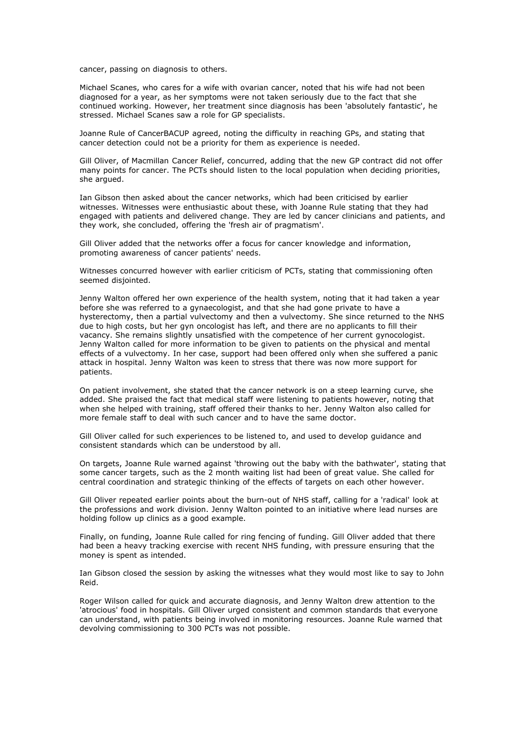cancer, passing on diagnosis to others.

Michael Scanes, who cares for a wife with ovarian cancer, noted that his wife had not been diagnosed for a year, as her symptoms were not taken seriously due to the fact that she continued working. However, her treatment since diagnosis has been 'absolutely fantastic', he stressed. Michael Scanes saw a role for GP specialists.

Joanne Rule of CancerBACUP agreed, noting the difficulty in reaching GPs, and stating that cancer detection could not be a priority for them as experience is needed.

Gill Oliver, of Macmillan Cancer Relief, concurred, adding that the new GP contract did not offer many points for cancer. The PCTs should listen to the local population when deciding priorities, she argued.

Ian Gibson then asked about the cancer networks, which had been criticised by earlier witnesses. Witnesses were enthusiastic about these, with Joanne Rule stating that they had engaged with patients and delivered change. They are led by cancer clinicians and patients, and they work, she concluded, offering the 'fresh air of pragmatism'.

Gill Oliver added that the networks offer a focus for cancer knowledge and information, promoting awareness of cancer patients' needs.

Witnesses concurred however with earlier criticism of PCTs, stating that commissioning often seemed disjointed.

Jenny Walton offered her own experience of the health system, noting that it had taken a year before she was referred to a gynaecologist, and that she had gone private to have a hysterectomy, then a partial vulvectomy and then a vulvectomy. She since returned to the NHS due to high costs, but her gyn oncologist has left, and there are no applicants to fill their vacancy. She remains slightly unsatisfied with the competence of her current gynocologist. Jenny Walton called for more information to be given to patients on the physical and mental effects of a vulvectomy. In her case, support had been offered only when she suffered a panic attack in hospital. Jenny Walton was keen to stress that there was now more support for patients.

On patient involvement, she stated that the cancer network is on a steep learning curve, she added. She praised the fact that medical staff were listening to patients however, noting that when she helped with training, staff offered their thanks to her. Jenny Walton also called for more female staff to deal with such cancer and to have the same doctor.

Gill Oliver called for such experiences to be listened to, and used to develop guidance and consistent standards which can be understood by all.

On targets, Joanne Rule warned against 'throwing out the baby with the bathwater', stating that some cancer targets, such as the 2 month waiting list had been of great value. She called for central coordination and strategic thinking of the effects of targets on each other however.

Gill Oliver repeated earlier points about the burn-out of NHS staff, calling for a 'radical' look at the professions and work division. Jenny Walton pointed to an initiative where lead nurses are holding follow up clinics as a good example.

Finally, on funding, Joanne Rule called for ring fencing of funding. Gill Oliver added that there had been a heavy tracking exercise with recent NHS funding, with pressure ensuring that the money is spent as intended.

Ian Gibson closed the session by asking the witnesses what they would most like to say to John Reid.

Roger Wilson called for quick and accurate diagnosis, and Jenny Walton drew attention to the 'atrocious' food in hospitals. Gill Oliver urged consistent and common standards that everyone can understand, with patients being involved in monitoring resources. Joanne Rule warned that devolving commissioning to 300 PCTs was not possible.